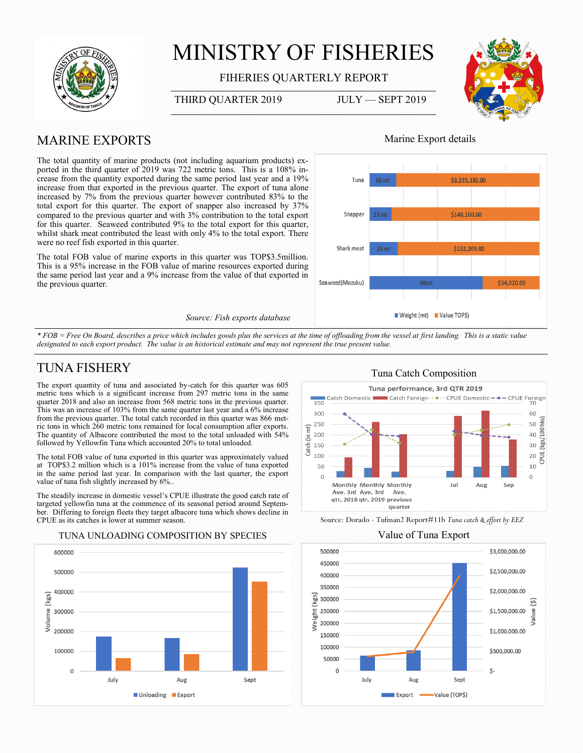# MINISTRY OF FISHERIES

FIHERIES QUARTERLY REPORT

THIRD QUARTER 2019 — JULY — SEPT 2019

## MARINE EXPORTS

The total quantity of marine products (not including aquarium products) exported in the third quarter of 2019 was 722 metric tons. This is a 108% increase from the quantity exported during the same period last year and a 19% increase from that exported in the previous quarter. The export of tuna alone increased by 7% from the previous quarter however contributed 83% to the total export for this quarter. The export of snapper also increased by 37% compared to the previous quarter and with 3% contribution to the total export for this quarter. Seaweed contributed 9% to the total export for this quarter, whilst shark meat contributed the least with only 4% to the total export. There were no reef fish exported in this quarter.

The total FOB value of marine exports in this quarter was TOP$3.5million. This is a 95% increase in the FOB value of marine resources exported during the same period last year and a 9% increase from the value of that exported in the previous quarter.

Source: Fish exports database

### Marine Export details

| Product | Weight (mt) | Value TOP$ |
|---|---|---|
| Tuna | 68 mt | $3,235,192.00 |
| Snapper | 23 mt | $148,160.60 |
| Shark meat | 26 mt | $132,209.00 |
| Seaweed(Mozuku) | 68mt | $34,020.00 |

*\* FOB = Free On Board, describes a price which includes goods plus the services at the time of offloading from the vessel at first landing. This is a static value designated to each export product. The value is an historical estimate and may not represent the true present value.*

## TUNA FISHERY

The export quantity of tuna and associated by-catch for this quarter was 605 metric tons which is a significant increase from 297 metric tons in the same quarter 2018 and also an increase from 568 metric tons in the previous quarter. This was an increase of 103% from the same quarter last year and a 6% increase from the previous quarter. The total catch recorded in this quarter was 866 metric tons in which 260 metric tons remained for local consumption after exports. The quantity of Albacore contributed the most to the total unloaded with 54% followed by Yellowfin Tuna which accounted 20% to total unloaded.

The total FOB value of tuna exported in this quarter was approximately valued at TOP$3.2 million which is a 101% increase from the value of tuna exported in the same period last year. In comparison with the last quarter, the export value of tuna fish slightly increased by 6%..

The steadily increase in domestic vessel's CPUE illustrate the good catch rate of targeted yellowfin tuna at the commence of its seasonal period around September. Differing to foreign fleets they target albacore tuna which shows decline in CPUE as its catches is lower at summer season.

### Tuna Catch Composition

Tuna performance, 3rd QTR 2019 (Catch Domestic, Catch Foreign, CPUE Domestic, CPUE Foreign; Catch (in mt); CPUE (kgs/100 hks); Monthly Ave. 3rd qtr, 2018; Monthly Ave. 3rd qtr, 2019; Monthly Ave. previous quarter; Jul; Aug; Sep)

Source: Dorado - Tufman2 Report#11b *Tuna catch & effort by EEZ*

### TUNA UNLOADING COMPOSITION BY SPECIES

Volume (kgs) — Unloading, Export — July, Aug, Sept

### Value of Tuna Export

Weight (kgs), Value ($) — Export, Value (TOP$) — July, Aug, Sept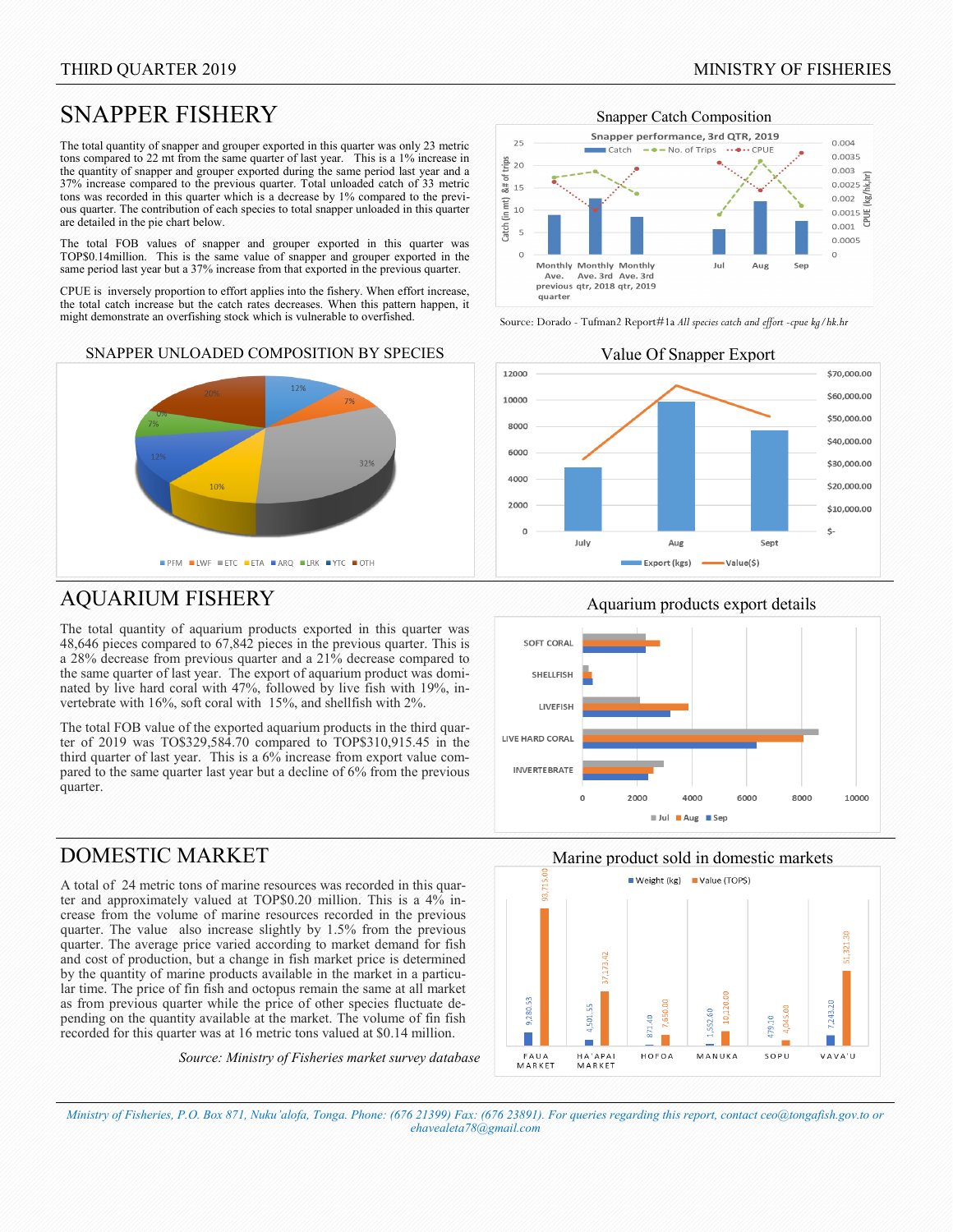# SNAPPER FISHERY

The total quantity of snapper and grouper exported in this quarter was only 23 metric tons compared to 22 mt from the same quarter of last year. This is a 1% increase in the quantity of snapper and grouper exported during the same period last year and a 37% increase compared to the previous quarter. Total unloaded catch of 33 metric tons was recorded in this quarter which is a decrease by 1% compared to the previous quarter. The contribution of each species to total snapper unloaded in this quarter are detailed in the pie chart below.

The total FOB values of snapper and grouper exported in this quarter was TOP$0.14million. This is the same value of snapper and grouper exported in the same period last year but a 37% increase from that exported in the previous quarter.

CPUE is inversely proportion to effort applies into the fishery. When effort increase, the total catch increase but the catch rates decreases. When this pattern happen, it might demonstrate an overfishing stock which is vulnerable to overfished.

### Snapper Catch Composition

Snapper performance, 3rd QTR, 2019

Catch — No. of Trips — CPUE

Catch (in mt) &# of trips: 0, 5, 10, 15, 20, 25

CPUE (kg/hk,hr): 0, 0.0005, 0.001, 0.0015, 0.002, 0.0025, 0.003, 0.0035, 0.004

Monthly Ave. previous quarter; Monthly Ave. 3rd qtr, 2018; Monthly Ave. 3rd qtr, 2019; Jul; Aug; Sep

Source: Dorado - Tufman2 Report#1a *All species catch and effort -cpue kg/hk.hr*

### SNAPPER UNLOADED COMPOSITION BY SPECIES

12%, 7%, 32%, 10%, 12%, 7%, 0%, 20%

PFM, LWF, ETC, ETA, ARQ, LRK, YTC, OTH

### Value Of Snapper Export

0, 2000, 4000, 6000, 8000, 10000, 12000

$-, $10,000.00, $20,000.00, $30,000.00, $40,000.00, $50,000.00, $60,000.00, $70,000.00

July, Aug, Sept

Export (kgs) — Value($)

# AQUARIUM FISHERY

The total quantity of aquarium products exported in this quarter was 48,646 pieces compared to 67,842 pieces in the previous quarter. This is a 28% decrease from previous quarter and a 21% decrease compared to the same quarter of last year. The export of aquarium product was dominated by live hard coral with 47%, followed by live fish with 19%, invertebrate with 16%, soft coral with 15%, and shellfish with 2%.

The total FOB value of the exported aquarium products in the third quarter of 2019 was TO$329,584.70 compared to TOP$310,915.45 in the third quarter of last year. This is a 6% increase from export value compared to the same quarter last year but a decline of 6% from the previous quarter.

### Aquarium products export details

SOFT CORAL, SHELLFISH, LIVEFISH, LIVE HARD CORAL, INVERTEBRATE

0, 2000, 4000, 6000, 8000, 10000

Jul, Aug, Sep

# DOMESTIC MARKET

A total of 24 metric tons of marine resources was recorded in this quarter and approximately valued at TOP$0.20 million. This is a 4% increase from the volume of marine resources recorded in the previous quarter. The value also increase slightly by 1.5% from the previous quarter. The average price varied according to market demand for fish and cost of production, but a change in fish market price is determined by the quantity of marine products available in the market in a particular time. The price of fin fish and octopus remain the same at all market as from previous quarter while the price of other species fluctuate depending on the quantity available at the market. The volume of fin fish recorded for this quarter was at 16 metric tons valued at $0.14 million.

*Source: Ministry of Fisheries market survey database*

### Marine product sold in domestic markets

Weight (kg) — Value (TOP$)

FAUA MARKET: 9,280.53; 93,715.00

HA'APAI MARKET: 4,501.55; 37,173.42

HOFOA: 871.40; 7,650.00

MANUKA: 1,552.60; 10,120.00

SOPU: 479.10; 4,045.00

VAVA'U: 7,243.20; 51,321.30

*Ministry of Fisheries, P.O. Box 871, Nuku'alofa, Tonga. Phone: (676 21399) Fax: (676 23891). For queries regarding this report, contact ceo@tongafish.gov.to or ehavealeta78@gmail.com*